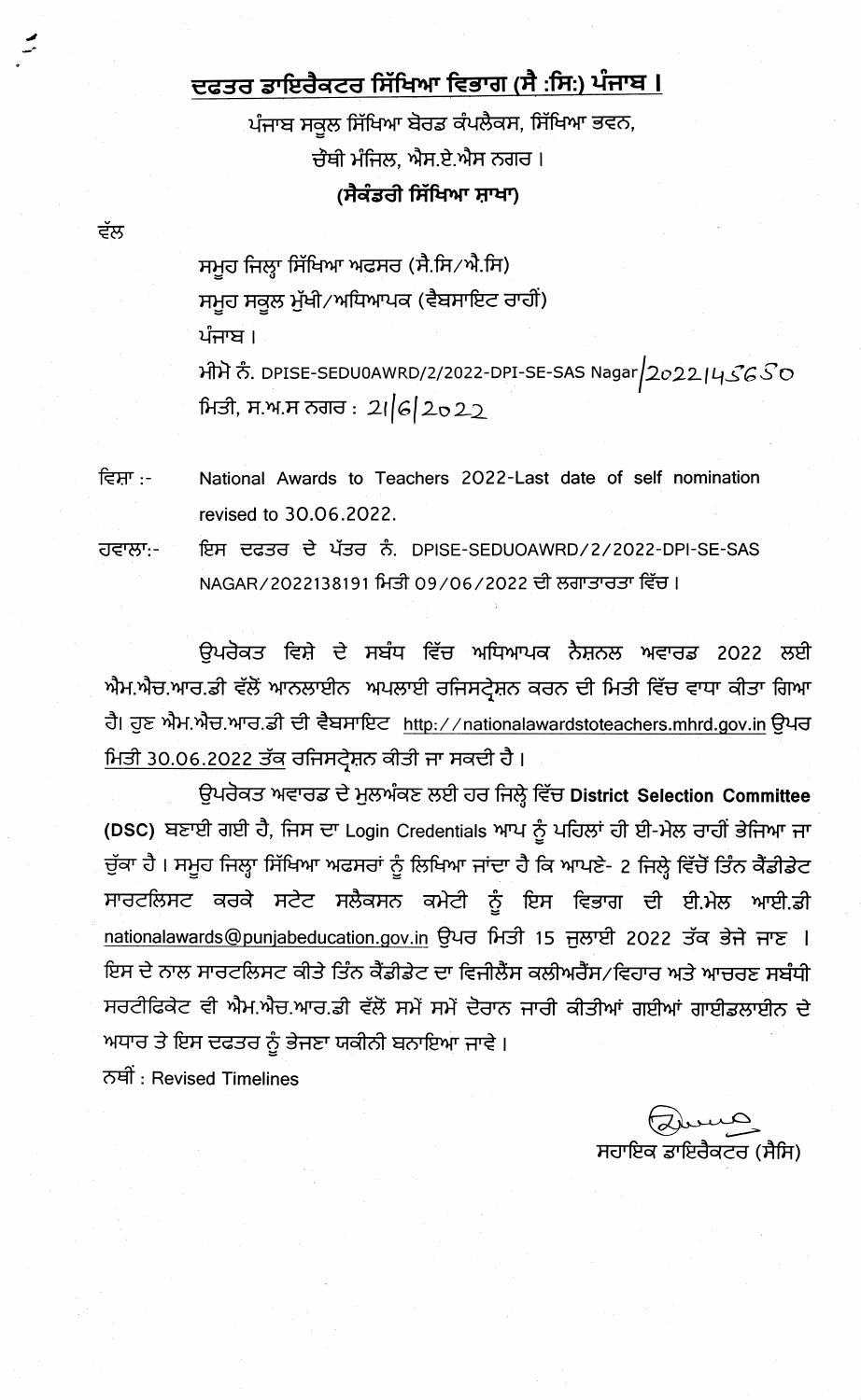# ਦਫਤਰ ਡਾਇਰੈਕਟਰ ਸਿੱਖਿਆ ਵਿਭਾਗ (ਸੈ :ਸਿ:) ਪੰਜਾਬ ।

ਪੰਜਾਬ ਸਕੂਲ ਸਿੱਖਿਆ ਬੋਰਡ ਕੰਪਲੈਕਸ, ਸਿੱਖਿਆ ਭਵਨ,

ਚੌਥੀ ਮੰਜਿਲ, ਐਸ.ਏ.ਐਸ ਨਗਰ ।

**(ਸੈਕੰਡਰੀ ਸਿੱਖਿਆ ਸ਼ਾਖਾ)**

ਵੱਲ

ਸਮੂਹ ਜਿਲ੍ਹਾ ਸਿੱਖਿਆ ਅਫਸਰ (ਸੈ.ਸਿ/ਐ.ਸਿ)
ਸਮੂਹ ਸਕੂਲ ਮੁੱਖੀ/ਅਧਿਆਪਕ (ਵੈਬਸਾਇਟ ਰਾਹੀਂ)
ਪੰਜਾਬ ।

ਮੀਮੋ ਨੰ. DPISE-SEDU0AWRD/2/2022-DPI-SE-SAS Nagar/2022145650
ਮਿਤੀ, ਸ.ਅ.ਸ ਨਗਰ : 21/6/2022

ਵਿਸ਼ਾ :- National Awards to Teachers 2022-Last date of self nomination revised to 30.06.2022.

ਹਵਾਲਾ:- ਇਸ ਦਫਤਰ ਦੇ ਪੱਤਰ ਨੰ. DPISE-SEDUOAWRD/2/2022-DPI-SE-SAS NAGAR/2022138191 ਮਿਤੀ 09/06/2022 ਦੀ ਲਗਾਤਾਰਤਾ ਵਿੱਚ ।

ਉਪਰੋਕਤ ਵਿਸ਼ੇ ਦੇ ਸਬੰਧ ਵਿੱਚ ਅਧਿਆਪਕ ਨੈਸ਼ਨਲ ਅਵਾਰਡ 2022 ਲਈ ਐਮ.ਐਚ.ਆਰ.ਡੀ ਵੱਲੋਂ ਆਨਲਾਈਨ ਅਪਲਾਈ ਰਜਿਸਟ੍ਰੇਸ਼ਨ ਕਰਨ ਦੀ ਮਿਤੀ ਵਿੱਚ ਵਾਧਾ ਕੀਤਾ ਗਿਆ ਹੈ। ਹੁਣ ਐਮ.ਐਚ.ਆਰ.ਡੀ ਦੀ ਵੈਬਸਾਇਟ http://nationalawardstoteachers.mhrd.gov.in ਉਪਰ <u>ਮਿਤੀ 30.06.2022 ਤੱਕ</u> ਰਜਿਸਟ੍ਰੇਸ਼ਨ ਕੀਤੀ ਜਾ ਸਕਦੀ ਹੈ ।

ਉਪਰੋਕਤ ਅਵਾਰਡ ਦੇ ਮੁਲਅੰਕਣ ਲਈ ਹਰ ਜਿਲ੍ਹੇ ਵਿੱਚ **District Selection Committee (DSC)** ਬਣਾਈ ਗਈ ਹੈ, ਜਿਸ ਦਾ Login Credentials ਆਪ ਨੂੰ ਪਹਿਲਾਂ ਹੀ ਈ-ਮੇਲ ਰਾਹੀਂ ਭੇਜਿਆ ਜਾ ਚੁੱਕਾ ਹੈ । ਸਮੂਹ ਜਿਲ੍ਹਾ ਸਿੱਖਿਆ ਅਫਸਰਾਂ ਨੂੰ ਲਿਖਿਆ ਜਾਂਦਾ ਹੈ ਕਿ ਆਪਣੇ- 2 ਜਿਲ੍ਹੇ ਵਿੱਚੋਂ ਤਿੰਨ ਕੈਂਡੀਡੇਟ ਸਾਰਟਲਿਸਟ ਕਰਕੇ ਸਟੇਟ ਸਲੈਕਸਨ ਕਮੇਟੀ ਨੂੰ ਇਸ ਵਿਭਾਗ ਦੀ ਈ.ਮੇਲ ਆਈ.ਡੀ nationalawards@punjabeducation.gov.in ਉਪਰ ਮਿਤੀ 15 ਜੁਲਾਈ 2022 ਤੱਕ ਭੇਜੇ ਜਾਣ । ਇਸ ਦੇ ਨਾਲ ਸਾਰਟਲਿਸਟ ਕੀਤੇ ਤਿੰਨ ਕੈਂਡੀਡੇਟ ਦਾ ਵਿਜੀਲੈਂਸ ਕਲੀਅਰੈਂਸ/ਵਿਹਾਰ ਅਤੇ ਆਚਰਣ ਸਬੰਧੀ ਸਰਟੀਫਿਕੇਟ ਵੀ ਐਮ.ਐਚ.ਆਰ.ਡੀ ਵੱਲੋਂ ਸਮੇਂ ਸਮੇਂ ਦੋਰਾਨ ਜਾਰੀ ਕੀਤੀਆਂ ਗਈਆਂ ਗਾਈਡਲਾਈਨ ਦੇ ਅਧਾਰ ਤੇ ਇਸ ਦਫਤਰ ਨੂੰ ਭੇਜਣਾ ਯਕੀਨੀ ਬਣਾਇਆ ਜਾਵੇ ।

ਨਥੀਂ : Revised Timelines

ਸਹਾਇਕ ਡਾਇਰੈਕਟਰ (ਸੈਸਿ)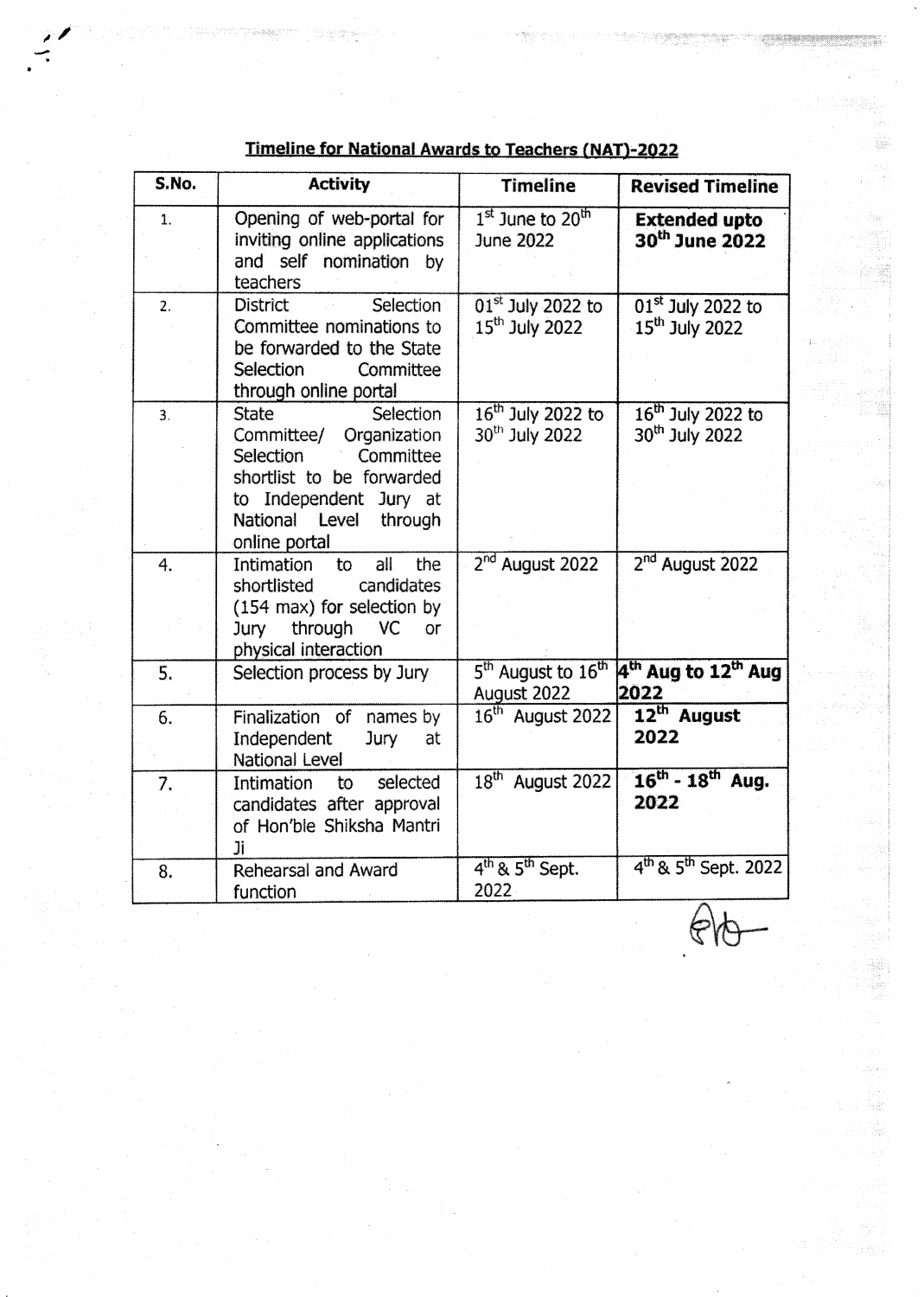## Timeline for National Awards to Teachers (NAT)-2022

| S.No. | Activity | Timeline | Revised Timeline |
|---|---|---|---|
| 1. | Opening of web-portal for inviting online applications and self nomination by teachers | 1st June to 20th June 2022 | **Extended upto 30th June 2022** |
| 2. | District Selection Committee nominations to be forwarded to the State Selection Committee through online portal | 01st July 2022 to 15th July 2022 | 01st July 2022 to 15th July 2022 |
| 3. | State Selection Committee/ Organization Selection Committee shortlist to be forwarded to Independent Jury at National Level through online portal | 16th July 2022 to 30th July 2022 | 16th July 2022 to 30th July 2022 |
| 4. | Intimation to all the shortlisted candidates (154 max) for selection by Jury through VC or physical interaction | 2nd August 2022 | 2nd August 2022 |
| 5. | Selection process by Jury | 5th August to 16th August 2022 | **4th Aug to 12th Aug 2022** |
| 6. | Finalization of names by Independent Jury at National Level | 16th August 2022 | **12th August 2022** |
| 7. | Intimation to selected candidates after approval of Hon'ble Shiksha Mantri Ji | 18th August 2022 | **16th - 18th Aug. 2022** |
| 8. | Rehearsal and Award function | 4th & 5th Sept. 2022 | 4th & 5th Sept. 2022 |